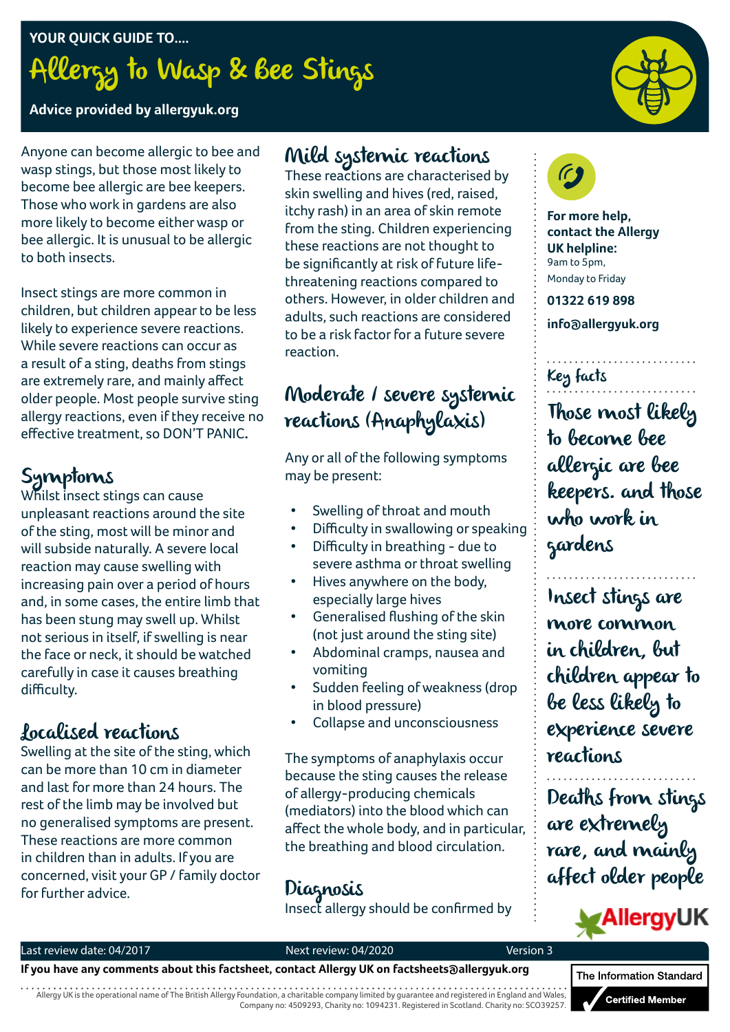YOUR QUICK GUIDE TO....

# Allergy to Wasp & Bee Stings

**Advice provided by allergyuk.org**

Anyone can become allergic to bee and wasp stings, but those most likely to become bee allergic are bee keepers. Those who work in gardens are also more likely to become either wasp or bee allergic. It is unusual to be allergic to both insects.

Insect stings are more common in children, but children appear to be less likely to experience severe reactions. While severe reactions can occur as a result of a sting, deaths from stings are extremely rare, and mainly affect older people. Most people survive sting allergy reactions, even if they receive no effective treatment, so DON'T PANIC.

## Symptoms

Whilst insect stings can cause unpleasant reactions around the site of the sting, most will be minor and will subside naturally. A severe local reaction may cause swelling with increasing pain over a period of hours and, in some cases, the entire limb that has been stung may swell up. Whilst not serious in itself, if swelling is near the face or neck, it should be watched carefully in case it causes breathing difficulty.

## Localised reactions

Swelling at the site of the sting, which can be more than 10 cm in diameter and last for more than 24 hours. The rest of the limb may be involved but no generalised symptoms are present. These reactions are more common in children than in adults. If you are concerned, visit your GP / family doctor for further advice.

## Mild systemic reactions

These reactions are characterised by skin swelling and hives (red, raised, itchy rash) in an area of skin remote from the sting. Children experiencing these reactions are not thought to be significantly at risk of future life-threatening reactions compared to others. However, in older children and adults, such reactions are considered to be a risk factor for a future severe reaction.

## Moderate / severe systemic reactions (Anaphylaxis)

Any or all of the following symptoms may be present:

- Swelling of throat and mouth
- Difficulty in swallowing or speaking
- Difficulty in breathing - due to severe asthma or throat swelling
- Hives anywhere on the body, especially large hives
- Generalised flushing of the skin (not just around the sting site)
- Abdominal cramps, nausea and vomiting
- Sudden feeling of weakness (drop in blood pressure)
- Collapse and unconsciousness

The symptoms of anaphylaxis occur because the sting causes the release of allergy-producing chemicals (mediators) into the blood which can affect the whole body, and in particular, the breathing and blood circulation.

## Diagnosis

Insect allergy should be confirmed by

**For more help, contact the Allergy UK helpline:**
9am to 5pm, Monday to Friday

**01322 619 898**

**info@allergyuk.org**

### Key facts

Those most likely to become bee allergic are bee keepers. and those who work in gardens

Insect stings are more common in children, but children appear to be less likely to experience severe reactions

Deaths from stings are extremely rare, and mainly affect older people

AllergyUK

Last review date: 04/2017 Next review: 04/2020 Version 3

**If you have any comments about this factsheet, contact Allergy UK on factsheets@allergyuk.org**

Allergy UK is the operational name of The British Allergy Foundation, a charitable company limited by guarantee and registered in England and Wales, Company no: 4509293, Charity no: 1094231. Registered in Scotland. Charity no: SCO39257.

The Information Standard Certified Member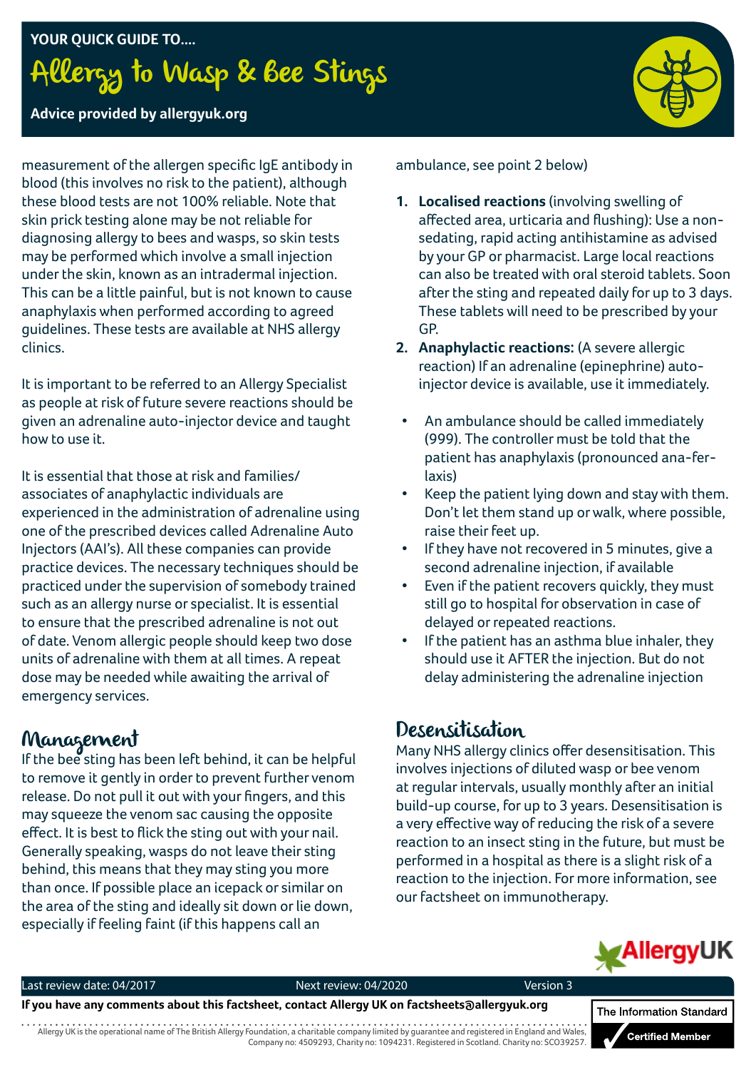measurement of the allergen specific IgE antibody in blood (this involves no risk to the patient), although these blood tests are not 100% reliable. Note that skin prick testing alone may be not reliable for diagnosing allergy to bees and wasps, so skin tests may be performed which involve a small injection under the skin, known as an intradermal injection. This can be a little painful, but is not known to cause anaphylaxis when performed according to agreed guidelines. These tests are available at NHS allergy clinics.

It is important to be referred to an Allergy Specialist as people at risk of future severe reactions should be given an adrenaline auto-injector device and taught how to use it.

It is essential that those at risk and families/ associates of anaphylactic individuals are experienced in the administration of adrenaline using one of the prescribed devices called Adrenaline Auto Injectors (AAI's). All these companies can provide practice devices. The necessary techniques should be practiced under the supervision of somebody trained such as an allergy nurse or specialist. It is essential to ensure that the prescribed adrenaline is not out of date. Venom allergic people should keep two dose units of adrenaline with them at all times. A repeat dose may be needed while awaiting the arrival of emergency services.

## Management

If the bee sting has been left behind, it can be helpful to remove it gently in order to prevent further venom release. Do not pull it out with your fingers, and this may squeeze the venom sac causing the opposite effect. It is best to flick the sting out with your nail. Generally speaking, wasps do not leave their sting behind, this means that they may sting you more than once. If possible place an icepack or similar on the area of the sting and ideally sit down or lie down, especially if feeling faint (if this happens call an ambulance, see point 2 below)

1. **Localised reactions** (involving swelling of affected area, urticaria and flushing): Use a non-sedating, rapid acting antihistamine as advised by your GP or pharmacist. Large local reactions can also be treated with oral steroid tablets. Soon after the sting and repeated daily for up to 3 days. These tablets will need to be prescribed by your GP.
2. **Anaphylactic reactions:** (A severe allergic reaction) If an adrenaline (epinephrine) auto-injector device is available, use it immediately.

- An ambulance should be called immediately (999). The controller must be told that the patient has anaphylaxis (pronounced ana-fer-laxis)
- Keep the patient lying down and stay with them. Don't let them stand up or walk, where possible, raise their feet up.
- If they have not recovered in 5 minutes, give a second adrenaline injection, if available
- Even if the patient recovers quickly, they must still go to hospital for observation in case of delayed or repeated reactions.
- If the patient has an asthma blue inhaler, they should use it AFTER the injection. But do not delay administering the adrenaline injection

## Desensitisation

Many NHS allergy clinics offer desensitisation. This involves injections of diluted wasp or bee venom at regular intervals, usually monthly after an initial build-up course, for up to 3 years. Desensitisation is a very effective way of reducing the risk of a severe reaction to an insect sting in the future, but must be performed in a hospital as there is a slight risk of a reaction to the injection. For more information, see our factsheet on immunotherapy.

Last review date: 04/2017 Next review: 04/2020 Version 3

**If you have any comments about this factsheet, contact Allergy UK on factsheets@allergyuk.org**

Allergy UK is the operational name of The British Allergy Foundation, a charitable company limited by guarantee and registered in England and Wales, Company no: 4509293, Charity no: 1094231. Registered in Scotland. Charity no: SCO39257.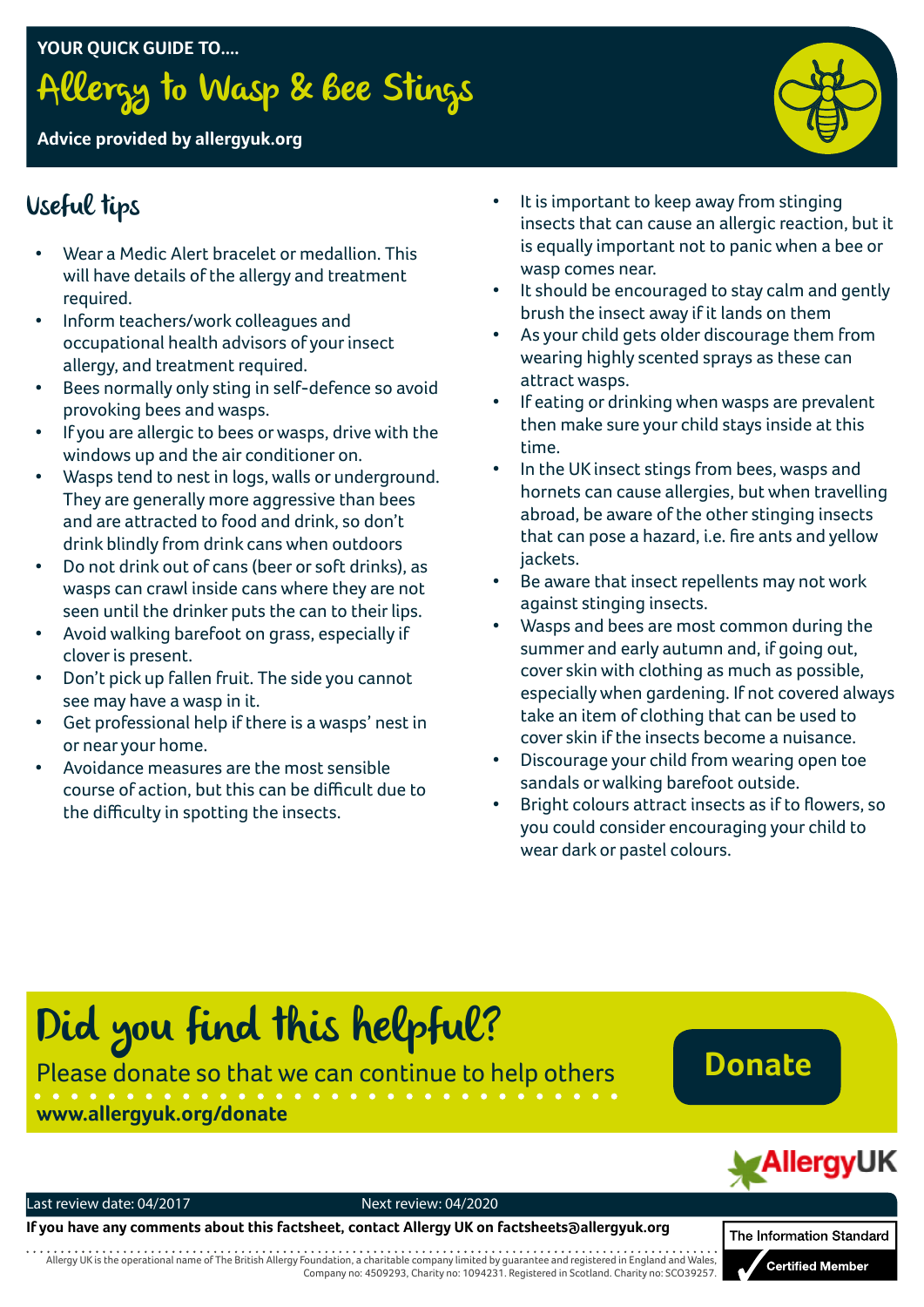YOUR QUICK GUIDE TO....

# Allergy to Wasp & Bee Stings

**Advice provided by allergyuk.org**

## Useful tips

- Wear a Medic Alert bracelet or medallion. This will have details of the allergy and treatment required.
- Inform teachers/work colleagues and occupational health advisors of your insect allergy, and treatment required.
- Bees normally only sting in self-defence so avoid provoking bees and wasps.
- If you are allergic to bees or wasps, drive with the windows up and the air conditioner on.
- Wasps tend to nest in logs, walls or underground. They are generally more aggressive than bees and are attracted to food and drink, so don't drink blindly from drink cans when outdoors
- Do not drink out of cans (beer or soft drinks), as wasps can crawl inside cans where they are not seen until the drinker puts the can to their lips.
- Avoid walking barefoot on grass, especially if clover is present.
- Don't pick up fallen fruit. The side you cannot see may have a wasp in it.
- Get professional help if there is a wasps' nest in or near your home.
- Avoidance measures are the most sensible course of action, but this can be difficult due to the difficulty in spotting the insects.
- It is important to keep away from stinging insects that can cause an allergic reaction, but it is equally important not to panic when a bee or wasp comes near.
- It should be encouraged to stay calm and gently brush the insect away if it lands on them
- As your child gets older discourage them from wearing highly scented sprays as these can attract wasps.
- If eating or drinking when wasps are prevalent then make sure your child stays inside at this time.
- In the UK insect stings from bees, wasps and hornets can cause allergies, but when travelling abroad, be aware of the other stinging insects that can pose a hazard, i.e. fire ants and yellow jackets.
- Be aware that insect repellents may not work against stinging insects.
- Wasps and bees are most common during the summer and early autumn and, if going out, cover skin with clothing as much as possible, especially when gardening. If not covered always take an item of clothing that can be used to cover skin if the insects become a nuisance.
- Discourage your child from wearing open toe sandals or walking barefoot outside.
- Bright colours attract insects as if to flowers, so you could consider encouraging your child to wear dark or pastel colours.

# Did you find this helpful?

Please donate so that we can continue to help others

**www.allergyuk.org/donate**

**Donate**

AllergyUK

Last review date: 04/2017 Next review: 04/2020

**If you have any comments about this factsheet, contact Allergy UK on factsheets@allergyuk.org**

Allergy UK is the operational name of The British Allergy Foundation, a charitable company limited by guarantee and registered in England and Wales, Company no: 4509293, Charity no: 1094231. Registered in Scotland. Charity no: SCO39257.

The Information Standard Certified Member